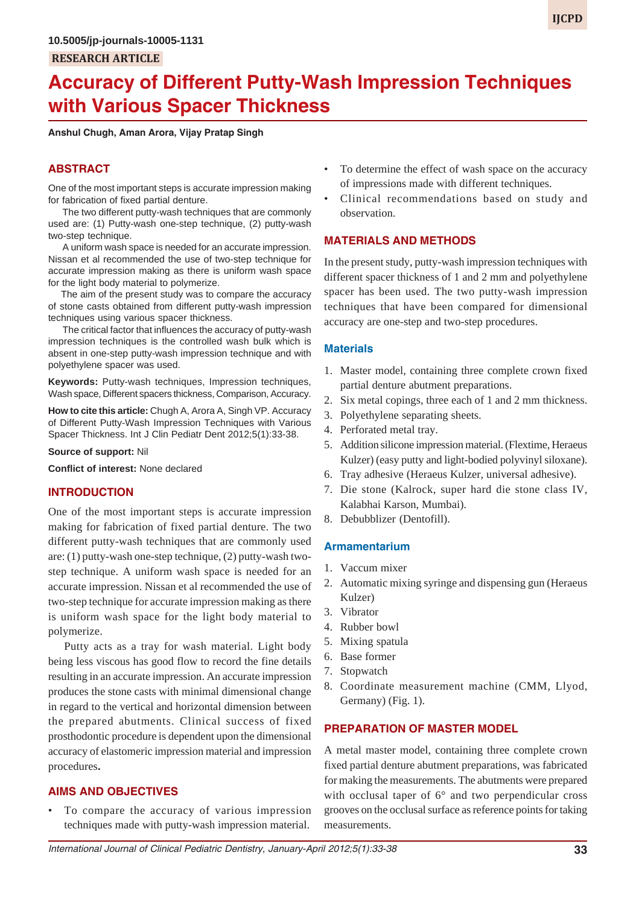10.5005/jp-journals-10005-1131

RESEARCH ARTICLE

# Accuracy of Different Putty-Wash Impression Techniques with Various Spacer Thickness

**Anshul Chugh, Aman Arora, Vijay Pratap Singh**

## ABSTRACT

One of the most important steps is accurate impression making for fabrication of fixed partial denture.

The two different putty-wash techniques that are commonly used are: (1) Putty-wash one-step technique, (2) putty-wash two-step technique.

A uniform wash space is needed for an accurate impression. Nissan et al recommended the use of two-step technique for accurate impression making as there is uniform wash space for the light body material to polymerize.

The aim of the present study was to compare the accuracy of stone casts obtained from different putty-wash impression techniques using various spacer thickness.

The critical factor that influences the accuracy of putty-wash impression techniques is the controlled wash bulk which is absent in one-step putty-wash impression technique and with polyethylene spacer was used.

**Keywords:** Putty-wash techniques, Impression techniques, Wash space, Different spacers thickness, Comparison, Accuracy.

**How to cite this article:** Chugh A, Arora A, Singh VP. Accuracy of Different Putty-Wash Impression Techniques with Various Spacer Thickness. Int J Clin Pediatr Dent 2012;5(1):33-38.

**Source of support:** Nil

**Conflict of interest:** None declared

## INTRODUCTION

One of the most important steps is accurate impression making for fabrication of fixed partial denture. The two different putty-wash techniques that are commonly used are: (1) putty-wash one-step technique, (2) putty-wash two-step technique. A uniform wash space is needed for an accurate impression. Nissan et al recommended the use of two-step technique for accurate impression making as there is uniform wash space for the light body material to polymerize.

Putty acts as a tray for wash material. Light body being less viscous has good flow to record the fine details resulting in an accurate impression. An accurate impression produces the stone casts with minimal dimensional change in regard to the vertical and horizontal dimension between the prepared abutments. Clinical success of fixed prosthodontic procedure is dependent upon the dimensional accuracy of elastomeric impression material and impression procedures.

## AIMS AND OBJECTIVES

- To compare the accuracy of various impression techniques made with putty-wash impression material.
- To determine the effect of wash space on the accuracy of impressions made with different techniques.
- Clinical recommendations based on study and observation.

## MATERIALS AND METHODS

In the present study, putty-wash impression techniques with different spacer thickness of 1 and 2 mm and polyethylene spacer has been used. The two putty-wash impression techniques that have been compared for dimensional accuracy are one-step and two-step procedures.

### Materials

1. Master model, containing three complete crown fixed partial denture abutment preparations.
2. Six metal copings, three each of 1 and 2 mm thickness.
3. Polyethylene separating sheets.
4. Perforated metal tray.
5. Addition silicone impression material. (Flextime, Heraeus Kulzer) (easy putty and light-bodied polyvinyl siloxane).
6. Tray adhesive (Heraeus Kulzer, universal adhesive).
7. Die stone (Kalrock, super hard die stone class IV, Kalabhai Karson, Mumbai).
8. Debubblizer (Dentofill).

### Armamentarium

1. Vaccum mixer
2. Automatic mixing syringe and dispensing gun (Heraeus Kulzer)
3. Vibrator
4. Rubber bowl
5. Mixing spatula
6. Base former
7. Stopwatch
8. Coordinate measurement machine (CMM, Llyod, Germany) (Fig. 1).

## PREPARATION OF MASTER MODEL

A metal master model, containing three complete crown fixed partial denture abutment preparations, was fabricated for making the measurements. The abutments were prepared with occlusal taper of 6° and two perpendicular cross grooves on the occlusal surface as reference points for taking measurements.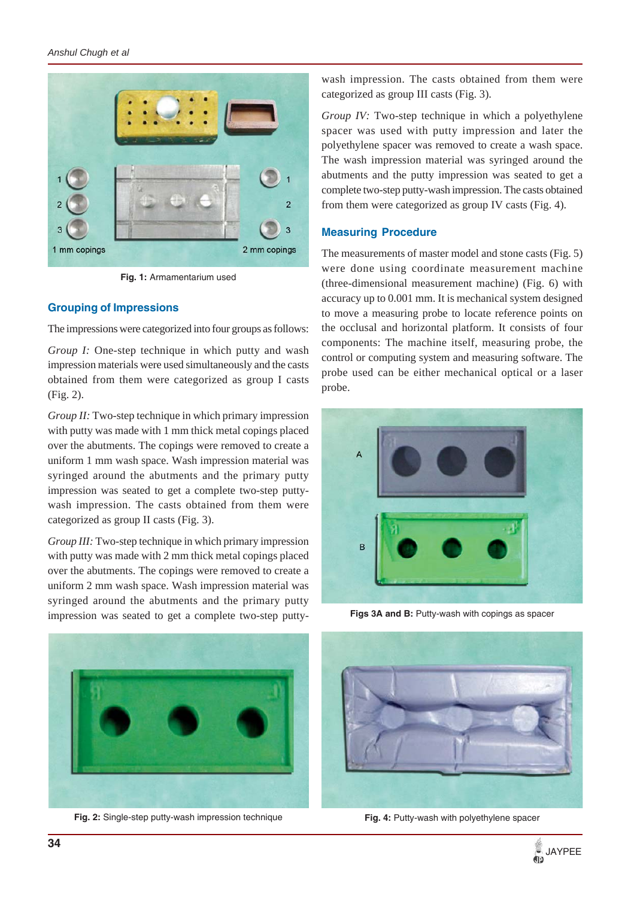1 mm copings

2 mm copings

**Fig. 1:** Armamentarium used

## Grouping of Impressions

The impressions were categorized into four groups as follows:

*Group I:* One-step technique in which putty and wash impression materials were used simultaneously and the casts obtained from them were categorized as group I casts (Fig. 2).

*Group II:* Two-step technique in which primary impression with putty was made with 1 mm thick metal copings placed over the abutments. The copings were removed to create a uniform 1 mm wash space. Wash impression material was syringed around the abutments and the primary putty impression was seated to get a complete two-step putty-wash impression. The casts obtained from them were categorized as group II casts (Fig. 3).

*Group III:* Two-step technique in which primary impression with putty was made with 2 mm thick metal copings placed over the abutments. The copings were removed to create a uniform 2 mm wash space. Wash impression material was syringed around the abutments and the primary putty impression was seated to get a complete two-step putty-wash impression. The casts obtained from them were categorized as group III casts (Fig. 3).

*Group IV:* Two-step technique in which a polyethylene spacer was used with putty impression and later the polyethylene spacer was removed to create a wash space. The wash impression material was syringed around the abutments and the putty impression was seated to get a complete two-step putty-wash impression. The casts obtained from them were categorized as group IV casts (Fig. 4).

## Measuring Procedure

The measurements of master model and stone casts (Fig. 5) were done using coordinate measurement machine (three-dimensional measurement machine) (Fig. 6) with accuracy up to 0.001 mm. It is mechanical system designed to move a measuring probe to locate reference points on the occlusal and horizontal platform. It consists of four components: The machine itself, measuring probe, the control or computing system and measuring software. The probe used can be either mechanical optical or a laser probe.

**Figs 3A and B:** Putty-wash with copings as spacer

**Fig. 2:** Single-step putty-wash impression technique

**Fig. 4:** Putty-wash with polyethylene spacer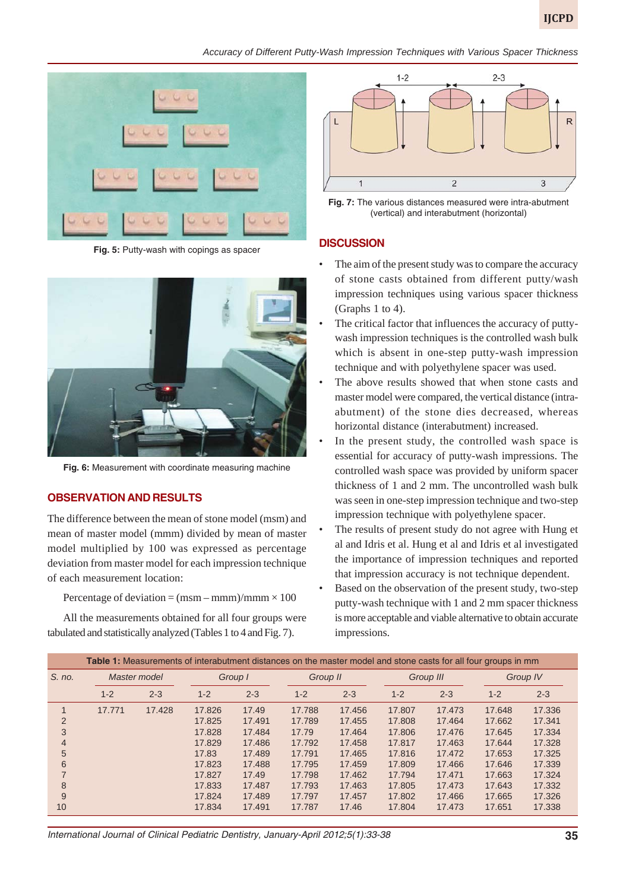Fig. 5: Putty-wash with copings as spacer

Fig. 6: Measurement with coordinate measuring machine

## OBSERVATION AND RESULTS

The difference between the mean of stone model (msm) and mean of master model (mmm) divided by mean of master model multiplied by 100 was expressed as percentage deviation from master model for each impression technique of each measurement location:

Percentage of deviation = (msm – mmm)/mmm × 100

All the measurements obtained for all four groups were tabulated and statistically analyzed (Tables 1 to 4 and Fig. 7).

1-2 2-3
L R
1 2 3

Fig. 7: The various distances measured were intra-abutment (vertical) and interabutment (horizontal)

## DISCUSSION

- The aim of the present study was to compare the accuracy of stone casts obtained from different putty/wash impression techniques using various spacer thickness (Graphs 1 to 4).
- The critical factor that influences the accuracy of putty-wash impression techniques is the controlled wash bulk which is absent in one-step putty-wash impression technique and with polyethylene spacer was used.
- The above results showed that when stone casts and master model were compared, the vertical distance (intra-abutment) of the stone dies decreased, whereas horizontal distance (interabutment) increased.
- In the present study, the controlled wash space is essential for accuracy of putty-wash impressions. The controlled wash space was provided by uniform spacer thickness of 1 and 2 mm. The uncontrolled wash bulk was seen in one-step impression technique and two-step impression technique with polyethylene spacer.
- The results of present study do not agree with Hung et al and Idris et al. Hung et al and Idris et al investigated the importance of impression techniques and reported that impression accuracy is not technique dependent.
- Based on the observation of the present study, two-step putty-wash technique with 1 and 2 mm spacer thickness is more acceptable and viable alternative to obtain accurate impressions.

**Table 1:** Measurements of interabutment distances on the master model and stone casts for all four groups in mm

| S. no. | Master model | | Group I | | Group II | | Group III | | Group IV | |
|---|---|---|---|---|---|---|---|---|---|---|
| | 1-2 | 2-3 | 1-2 | 2-3 | 1-2 | 2-3 | 1-2 | 2-3 | 1-2 | 2-3 |
| 1 | 17.771 | 17.428 | 17.826 | 17.49 | 17.788 | 17.456 | 17.807 | 17.473 | 17.648 | 17.336 |
| 2 | | | 17.825 | 17.491 | 17.789 | 17.455 | 17.808 | 17.464 | 17.662 | 17.341 |
| 3 | | | 17.828 | 17.484 | 17.79 | 17.464 | 17.806 | 17.476 | 17.645 | 17.334 |
| 4 | | | 17.829 | 17.486 | 17.792 | 17.458 | 17.817 | 17.463 | 17.644 | 17.328 |
| 5 | | | 17.83 | 17.489 | 17.791 | 17.465 | 17.816 | 17.472 | 17.653 | 17.325 |
| 6 | | | 17.823 | 17.488 | 17.795 | 17.459 | 17.809 | 17.466 | 17.646 | 17.339 |
| 7 | | | 17.827 | 17.49 | 17.798 | 17.462 | 17.794 | 17.471 | 17.663 | 17.324 |
| 8 | | | 17.833 | 17.487 | 17.793 | 17.463 | 17.805 | 17.473 | 17.643 | 17.332 |
| 9 | | | 17.824 | 17.489 | 17.797 | 17.457 | 17.802 | 17.466 | 17.665 | 17.326 |
| 10 | | | 17.834 | 17.491 | 17.787 | 17.46 | 17.804 | 17.473 | 17.651 | 17.338 |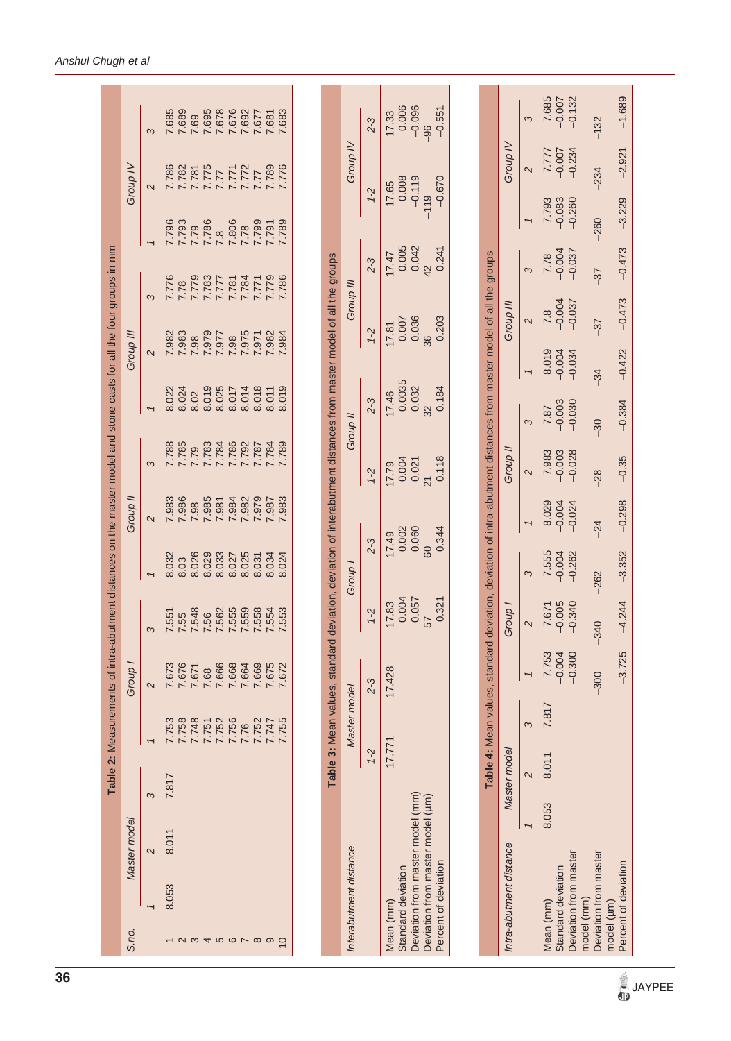**Table 2:** Measurements of intra-abutment distances on the master model and stone casts for all the four groups in mm

| S.no. | Master model | | | Group I | | | Group II | | | Group III | | | Group IV | | |
|---|---|---|---|---|---|---|---|---|---|---|---|---|---|---|---|
| | 1 | 2 | 3 | 1 | 2 | 3 | 1 | 2 | 3 | 1 | 2 | 3 | 1 | 2 | 3 |
| 1 | 8.053 | 8.011 | 7.817 | 7.753 | 7.673 | 7.551 | 8.032 | 7.983 | 7.788 | 8.022 | 7.982 | 7.776 | 7.796 | 7.786 | 7.685 |
| 2 | | | | 7.758 | 7.676 | 7.55 | 8.03 | 7.986 | 7.785 | 8.024 | 7.983 | 7.78 | 7.793 | 7.782 | 7.689 |
| 3 | | | | 7.748 | 7.671 | 7.548 | 8.026 | 7.98 | 7.79 | 8.02 | 7.98 | 7.779 | 7.79 | 7.781 | 7.69 |
| 4 | | | | 7.751 | 7.68 | 7.56 | 8.029 | 7.985 | 7.783 | 8.019 | 7.979 | 7.783 | 7.786 | 7.775 | 7.695 |
| 5 | | | | 7.752 | 7.666 | 7.562 | 8.033 | 7.981 | 7.784 | 8.025 | 7.977 | 7.777 | 7.8 | 7.77 | 7.678 |
| 6 | | | | 7.756 | 7.668 | 7.555 | 8.027 | 7.984 | 7.786 | 8.017 | 7.98 | 7.781 | 7.806 | 7.771 | 7.676 |
| 7 | | | | 7.76 | 7.664 | 7.559 | 8.025 | 7.982 | 7.792 | 8.014 | 7.975 | 7.784 | 7.78 | 7.772 | 7.692 |
| 8 | | | | 7.752 | 7.669 | 7.558 | 8.031 | 7.979 | 7.787 | 8.018 | 7.971 | 7.771 | 7.799 | 7.77 | 7.677 |
| 9 | | | | 7.747 | 7.675 | 7.554 | 8.034 | 7.987 | 7.784 | 8.011 | 7.982 | 7.779 | 7.791 | 7.789 | 7.681 |
| 10 | | | | 7.755 | 7.672 | 7.553 | 8.024 | 7.983 | 7.789 | 8.019 | 7.984 | 7.786 | 7.789 | 7.776 | 7.683 |

**Table 3:** Mean values, standard deviation, deviation of interabutment distances from master model of all the groups

| Interabutment distance | Master model | | Group I | | Group II | | Group III | | Group IV | |
|---|---|---|---|---|---|---|---|---|---|---|
| | 1-2 | 2-3 | 1-2 | 2-3 | 1-2 | 2-3 | 1-2 | 2-3 | 1-2 | 2-3 |
| Mean (mm) | 17.771 | 17.428 | 17.83 | 17.49 | 17.79 | 17.46 | 17.81 | 17.47 | 17.65 | 17.33 |
| Standard deviation | | | 0.004 | 0.002 | 0.004 | 0.0035 | 0.007 | 0.005 | 0.008 | 0.006 |
| Deviation from master model (mm) | | | 0.057 | 0.060 | 0.021 | 0.032 | 0.036 | 0.042 | −0.119 | −0.096 |
| Deviation from master model (µm) | | | 57 | 60 | 21 | 32 | 36 | 42 | −119 | −96 |
| Percent of deviation | | | 0.321 | 0.344 | 0.118 | 0.184 | 0.203 | 0.241 | −0.670 | −0.551 |

**Table 4:** Mean values, standard deviation, deviation of intra-abutment distances from master model of all the groups

| Intra-abutment distance | Master model | | | Group I | | | Group II | | | Group III | | | Group IV | | |
|---|---|---|---|---|---|---|---|---|---|---|---|---|---|---|---|
| | 1 | 2 | 3 | 1 | 2 | 3 | 1 | 2 | 3 | 1 | 2 | 3 | 1 | 2 | 3 |
| Mean (mm) | 8.053 | 8.011 | 7.817 | 7.753 | 7.671 | 7.555 | 8.029 | 7.983 | 7.87 | 8.019 | 7.8 | 7.78 | 7.793 | 7.777 | 7.685 |
| Standard deviation | | | | −0.004 | −0.005 | −0.004 | −0.004 | −0.003 | −0.003 | −0.004 | −0.004 | −0.004 | −0.083 | −0.007 | −0.007 |
| Deviation from master model (mm) | | | | −0.300 | −0.340 | −0.262 | −0.024 | −0.028 | −0.030 | −0.034 | −0.037 | −0.037 | −0.260 | −0.234 | −0.132 |
| Deviation from master model (µm) | | | | −300 | −340 | −262 | −24 | −28 | −30 | −34 | −37 | −37 | −260 | −234 | −132 |
| Percent of deviation | | | | −3.725 | −4.244 | −3.352 | −0.298 | −0.35 | −0.384 | −0.422 | −0.473 | −0.473 | −3.229 | −2.921 | −1.689 |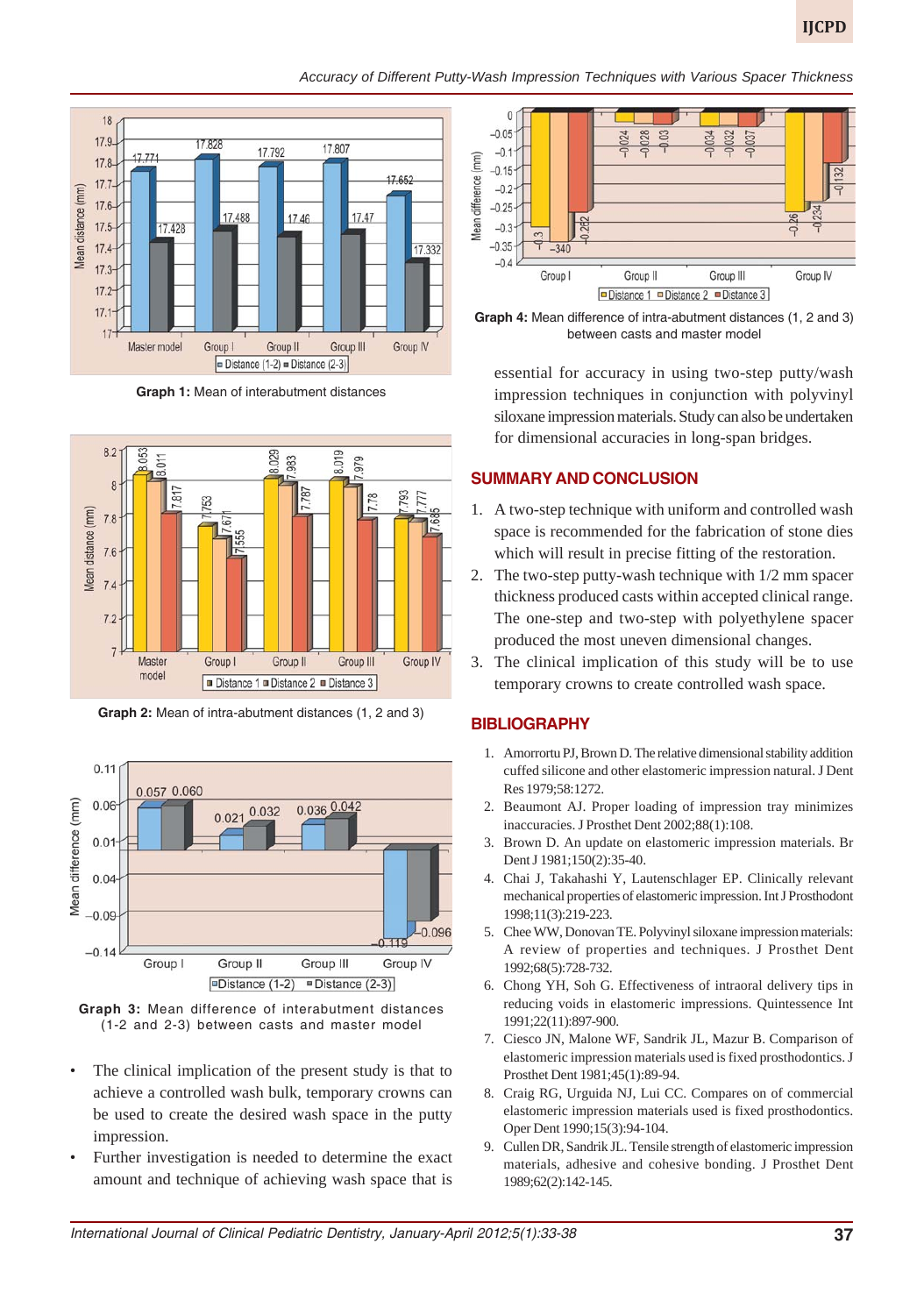18
17.9
17.8
17.7
17.6
17.5
17.4
17.3
17.2
17.1
17
Mean distance (mm)
17.771
17.428
17.828
17.488
17.792
17.46
17.807
17.47
17.652
17.332
Master model
Group I
Group II
Group III
Group IV
Distance (1-2) Distance (2-3)

**Graph 1:** Mean of interabutment distances

8.2
8
7.8
7.6
7.4
7.2
7
Mean distance (mm)
8.053
8.011
7.817
7.763
7.671
7.555
8.029
7.983
7.787
8.019
7.979
7.78
7.793
7.777
7.686
Master model
Group I
Group II
Group III
Group IV
Distance 1 Distance 2 Distance 3

**Graph 2:** Mean of intra-abutment distances (1, 2 and 3)

0.11
0.06
0.01
0.04
−0.09
−0.14
Mean difference (mm)
0.057 0.060
0.021
0.032
0.036
0.042
−0.119
−0.096
Group I
Group II
Group III
Group IV
Distance (1-2) Distance (2-3)

**Graph 3:** Mean difference of interabutment distances (1-2 and 2-3) between casts and master model

- The clinical implication of the present study is that to achieve a controlled wash bulk, temporary crowns can be used to create the desired wash space in the putty impression.
- Further investigation is needed to determine the exact amount and technique of achieving wash space that is

0
−0.05
−0.1
−0.15
−0.2
−0.25
−0.3
−0.35
−0.4
Mean difference (mm)
−0.3
−340
−0.262
−0.024
−0.028
−0.03
−0.034
−0.032
−0.037
−0.26
−0.234
−0.132
Group I
Group II
Group III
Group IV
Distance 1 Distance 2 Distance 3

**Graph 4:** Mean difference of intra-abutment distances (1, 2 and 3) between casts and master model

essential for accuracy in using two-step putty/wash impression techniques in conjunction with polyvinyl siloxane impression materials. Study can also be undertaken for dimensional accuracies in long-span bridges.

## SUMMARY AND CONCLUSION

1. A two-step technique with uniform and controlled wash space is recommended for the fabrication of stone dies which will result in precise fitting of the restoration.
2. The two-step putty-wash technique with 1/2 mm spacer thickness produced casts within accepted clinical range. The one-step and two-step with polyethylene spacer produced the most uneven dimensional changes.
3. The clinical implication of this study will be to use temporary crowns to create controlled wash space.

## BIBLIOGRAPHY

1. Amorrortu PJ, Brown D. The relative dimensional stability addition cuffed silicone and other elastomeric impression natural. J Dent Res 1979;58:1272.
2. Beaumont AJ. Proper loading of impression tray minimizes inaccuracies. J Prosthet Dent 2002;88(1):108.
3. Brown D. An update on elastomeric impression materials. Br Dent J 1981;150(2):35-40.
4. Chai J, Takahashi Y, Lautenschlager EP. Clinically relevant mechanical properties of elastomeric impression. Int J Prosthodont 1998;11(3):219-223.
5. Chee WW, Donovan TE. Polyvinyl siloxane impression materials: A review of properties and techniques. J Prosthet Dent 1992;68(5):728-732.
6. Chong YH, Soh G. Effectiveness of intraoral delivery tips in reducing voids in elastomeric impressions. Quintessence Int 1991;22(11):897-900.
7. Ciesco JN, Malone WF, Sandrik JL, Mazur B. Comparison of elastomeric impression materials used is fixed prosthodontics. J Prosthet Dent 1981;45(1):89-94.
8. Craig RG, Urguida NJ, Lui CC. Compares on of commercial elastomeric impression materials used is fixed prosthodontics. Oper Dent 1990;15(3):94-104.
9. Cullen DR, Sandrik JL. Tensile strength of elastomeric impression materials, adhesive and cohesive bonding. J Prosthet Dent 1989;62(2):142-145.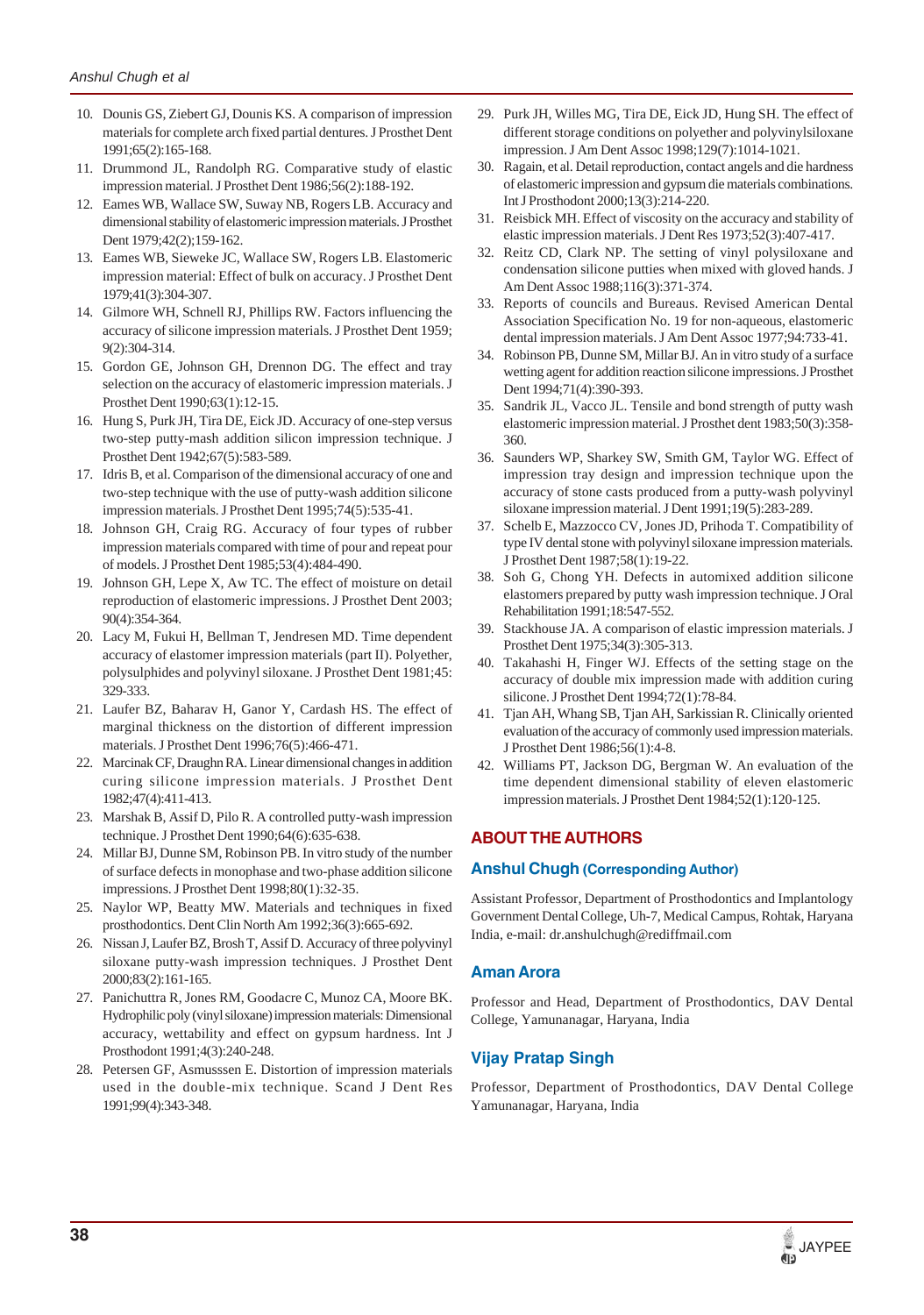10. Dounis GS, Ziebert GJ, Dounis KS. A comparison of impression materials for complete arch fixed partial dentures. J Prosthet Dent 1991;65(2):165-168.
11. Drummond JL, Randolph RG. Comparative study of elastic impression material. J Prosthet Dent 1986;56(2):188-192.
12. Eames WB, Wallace SW, Suway NB, Rogers LB. Accuracy and dimensional stability of elastomeric impression materials. J Prosthet Dent 1979;42(2);159-162.
13. Eames WB, Sieweke JC, Wallace SW, Rogers LB. Elastomeric impression material: Effect of bulk on accuracy. J Prosthet Dent 1979;41(3):304-307.
14. Gilmore WH, Schnell RJ, Phillips RW. Factors influencing the accuracy of silicone impression materials. J Prosthet Dent 1959; 9(2):304-314.
15. Gordon GE, Johnson GH, Drennon DG. The effect and tray selection on the accuracy of elastomeric impression materials. J Prosthet Dent 1990;63(1):12-15.
16. Hung S, Purk JH, Tira DE, Eick JD. Accuracy of one-step versus two-step putty-mash addition silicon impression technique. J Prosthet Dent 1942;67(5):583-589.
17. Idris B, et al. Comparison of the dimensional accuracy of one and two-step technique with the use of putty-wash addition silicone impression materials. J Prosthet Dent 1995;74(5):535-41.
18. Johnson GH, Craig RG. Accuracy of four types of rubber impression materials compared with time of pour and repeat pour of models. J Prosthet Dent 1985;53(4):484-490.
19. Johnson GH, Lepe X, Aw TC. The effect of moisture on detail reproduction of elastomeric impressions. J Prosthet Dent 2003; 90(4):354-364.
20. Lacy M, Fukui H, Bellman T, Jendresen MD. Time dependent accuracy of elastomer impression materials (part II). Polyether, polysulphides and polyvinyl siloxane. J Prosthet Dent 1981;45: 329-333.
21. Laufer BZ, Baharav H, Ganor Y, Cardash HS. The effect of marginal thickness on the distortion of different impression materials. J Prosthet Dent 1996;76(5):466-471.
22. Marcinak CF, Draughn RA. Linear dimensional changes in addition curing silicone impression materials. J Prosthet Dent 1982;47(4):411-413.
23. Marshak B, Assif D, Pilo R. A controlled putty-wash impression technique. J Prosthet Dent 1990;64(6):635-638.
24. Millar BJ, Dunne SM, Robinson PB. In vitro study of the number of surface defects in monophase and two-phase addition silicone impressions. J Prosthet Dent 1998;80(1):32-35.
25. Naylor WP, Beatty MW. Materials and techniques in fixed prosthodontics. Dent Clin North Am 1992;36(3):665-692.
26. Nissan J, Laufer BZ, Brosh T, Assif D. Accuracy of three polyvinyl siloxane putty-wash impression techniques. J Prosthet Dent 2000;83(2):161-165.
27. Panichuttra R, Jones RM, Goodacre C, Munoz CA, Moore BK. Hydrophilic poly (vinyl siloxane) impression materials: Dimensional accuracy, wettability and effect on gypsum hardness. Int J Prosthodont 1991;4(3):240-248.
28. Petersen GF, Asmusssen E. Distortion of impression materials used in the double-mix technique. Scand J Dent Res 1991;99(4):343-348.
29. Purk JH, Willes MG, Tira DE, Eick JD, Hung SH. The effect of different storage conditions on polyether and polyvinylsiloxane impression. J Am Dent Assoc 1998;129(7):1014-1021.
30. Ragain, et al. Detail reproduction, contact angels and die hardness of elastomeric impression and gypsum die materials combinations. Int J Prosthodont 2000;13(3):214-220.
31. Reisbick MH. Effect of viscosity on the accuracy and stability of elastic impression materials. J Dent Res 1973;52(3):407-417.
32. Reitz CD, Clark NP. The setting of vinyl polysiloxane and condensation silicone putties when mixed with gloved hands. J Am Dent Assoc 1988;116(3):371-374.
33. Reports of councils and Bureaus. Revised American Dental Association Specification No. 19 for non-aqueous, elastomeric dental impression materials. J Am Dent Assoc 1977;94:733-41.
34. Robinson PB, Dunne SM, Millar BJ. An in vitro study of a surface wetting agent for addition reaction silicone impressions. J Prosthet Dent 1994;71(4):390-393.
35. Sandrik JL, Vacco JL. Tensile and bond strength of putty wash elastomeric impression material. J Prosthet dent 1983;50(3):358-360.
36. Saunders WP, Sharkey SW, Smith GM, Taylor WG. Effect of impression tray design and impression technique upon the accuracy of stone casts produced from a putty-wash polyvinyl siloxane impression material. J Dent 1991;19(5):283-289.
37. Schelb E, Mazzocco CV, Jones JD, Prihoda T. Compatibility of type IV dental stone with polyvinyl siloxane impression materials. J Prosthet Dent 1987;58(1):19-22.
38. Soh G, Chong YH. Defects in automixed addition silicone elastomers prepared by putty wash impression technique. J Oral Rehabilitation 1991;18:547-552.
39. Stackhouse JA. A comparison of elastic impression materials. J Prosthet Dent 1975;34(3):305-313.
40. Takahashi H, Finger WJ. Effects of the setting stage on the accuracy of double mix impression made with addition curing silicone. J Prosthet Dent 1994;72(1):78-84.
41. Tjan AH, Whang SB, Tjan AH, Sarkissian R. Clinically oriented evaluation of the accuracy of commonly used impression materials. J Prosthet Dent 1986;56(1):4-8.
42. Williams PT, Jackson DG, Bergman W. An evaluation of the time dependent dimensional stability of eleven elastomeric impression materials. J Prosthet Dent 1984;52(1):120-125.

## ABOUT THE AUTHORS

### Anshul Chugh (Corresponding Author)

Assistant Professor, Department of Prosthodontics and Implantology Government Dental College, Uh-7, Medical Campus, Rohtak, Haryana India, e-mail: dr.anshulchugh@rediffmail.com

### Aman Arora

Professor and Head, Department of Prosthodontics, DAV Dental College, Yamunanagar, Haryana, India

### Vijay Pratap Singh

Professor, Department of Prosthodontics, DAV Dental College Yamunanagar, Haryana, India